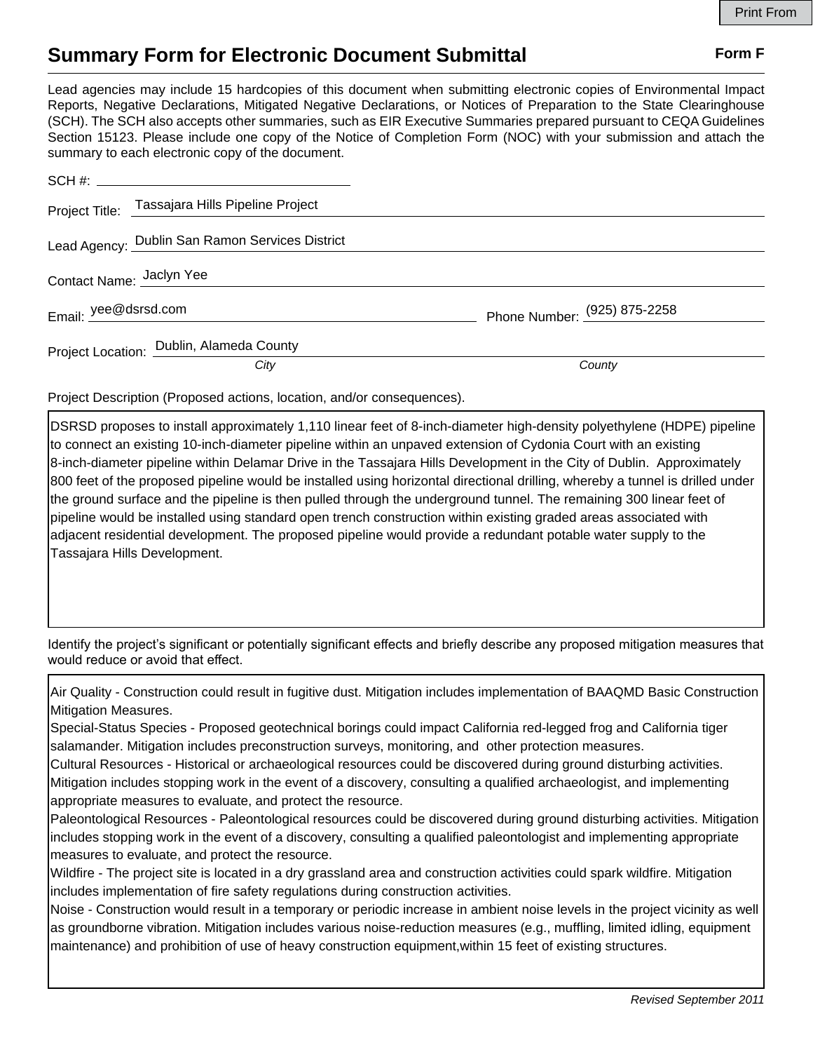# Summary Form for Electronic Document Submittal

**Form F**

Lead agencies may include 15 hardcopies of this document when submitting electronic copies of Environmental Impact Reports, Negative Declarations, Mitigated Negative Declarations, or Notices of Preparation to the State Clearinghouse (SCH). The SCH also accepts other summaries, such as EIR Executive Summaries prepared pursuant to CEQA Guidelines Section 15123. Please include one copy of the Notice of Completion Form (NOC) with your submission and attach the summary to each electronic copy of the document.

SCH #: 

Project Title: Tassajara Hills Pipeline Project

Lead Agency: Dublin San Ramon Services District

Contact Name: Jaclyn Yee

Email: yee@dsrsd.com

Phone Number: (925) 875-2258

Project Location: Dublin, Alameda County
*City* *County*

Project Description (Proposed actions, location, and/or consequences).

DSRSD proposes to install approximately 1,110 linear feet of 8-inch-diameter high-density polyethylene (HDPE) pipeline to connect an existing 10-inch-diameter pipeline within an unpaved extension of Cydonia Court with an existing 8-inch-diameter pipeline within Delamar Drive in the Tassajara Hills Development in the City of Dublin. Approximately 800 feet of the proposed pipeline would be installed using horizontal directional drilling, whereby a tunnel is drilled under the ground surface and the pipeline is then pulled through the underground tunnel. The remaining 300 linear feet of pipeline would be installed using standard open trench construction within existing graded areas associated with adjacent residential development. The proposed pipeline would provide a redundant potable water supply to the Tassajara Hills Development.

Identify the project's significant or potentially significant effects and briefly describe any proposed mitigation measures that would reduce or avoid that effect.

Air Quality - Construction could result in fugitive dust. Mitigation includes implementation of BAAQMD Basic Construction Mitigation Measures.
Special-Status Species - Proposed geotechnical borings could impact California red-legged frog and California tiger salamander. Mitigation includes preconstruction surveys, monitoring, and other protection measures.
Cultural Resources - Historical or archaeological resources could be discovered during ground disturbing activities. Mitigation includes stopping work in the event of a discovery, consulting a qualified archaeologist, and implementing appropriate measures to evaluate, and protect the resource.
Paleontological Resources - Paleontological resources could be discovered during ground disturbing activities. Mitigation includes stopping work in the event of a discovery, consulting a qualified paleontologist and implementing appropriate measures to evaluate, and protect the resource.
Wildfire - The project site is located in a dry grassland area and construction activities could spark wildfire. Mitigation includes implementation of fire safety regulations during construction activities.
Noise - Construction would result in a temporary or periodic increase in ambient noise levels in the project vicinity as well as groundborne vibration. Mitigation includes various noise-reduction measures (e.g., muffling, limited idling, equipment maintenance) and prohibition of use of heavy construction equipment,within 15 feet of existing structures.

*Revised September 2011*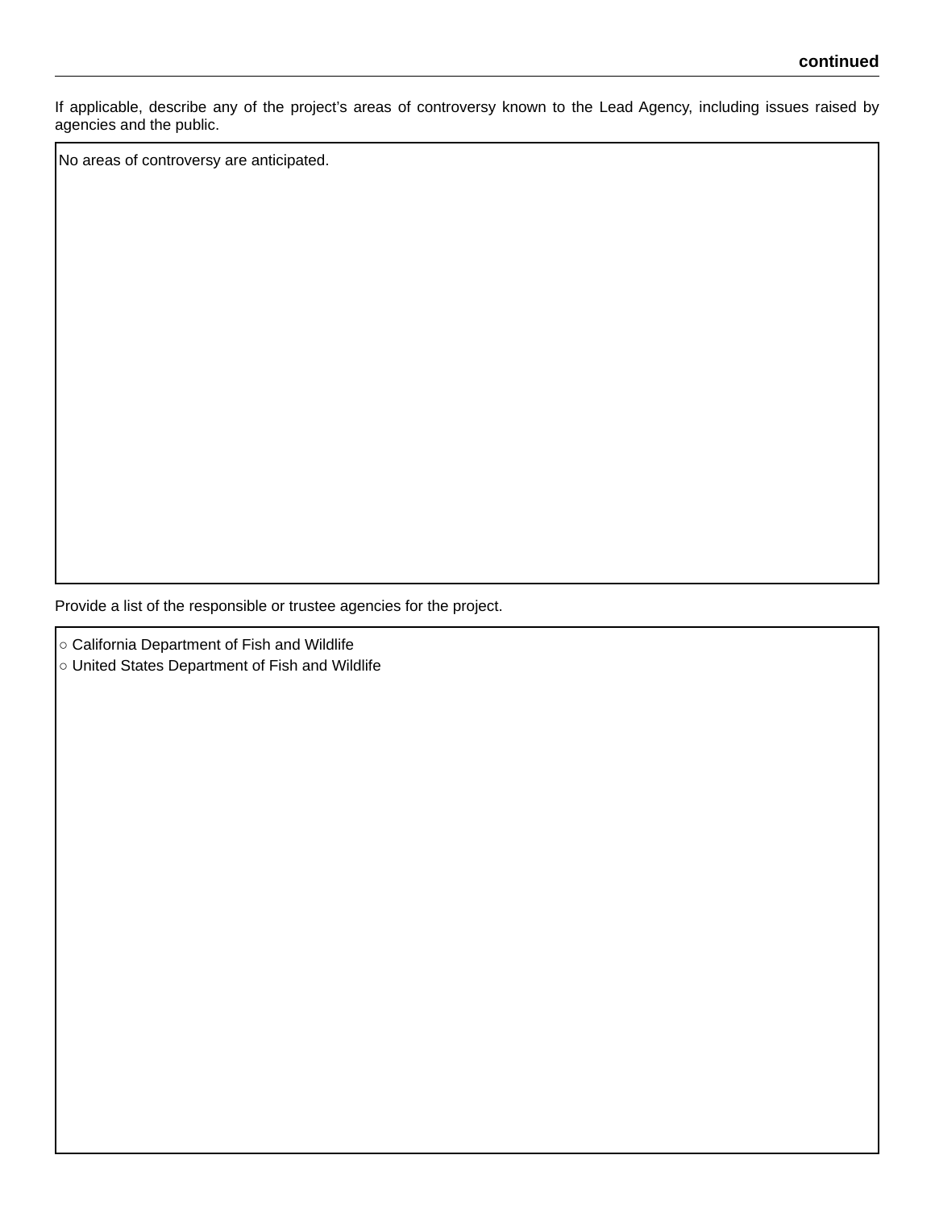If applicable, describe any of the project's areas of controversy known to the Lead Agency, including issues raised by agencies and the public.

No areas of controversy are anticipated.

Provide a list of the responsible or trustee agencies for the project.

- California Department of Fish and Wildlife
- United States Department of Fish and Wildlife